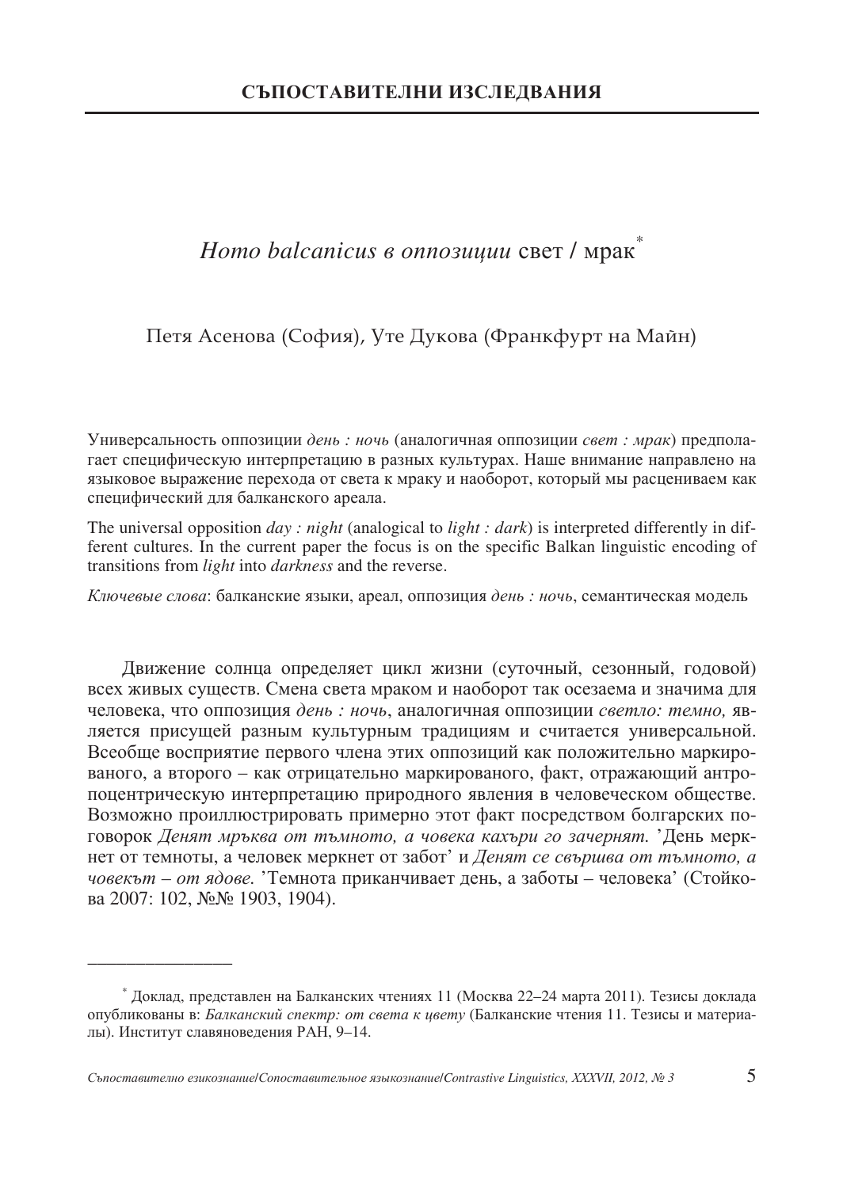## СЪПОСТАВИТЕЛНИ ИЗСЛЕДВАНИЯ

# *Homo balcanicus в оппозиции* свет / мрак*

Петя Асенова (София), Уте Дукова (Франкфурт на Майн)

Универсальность оппозиции *день : ночь* (аналогичная оппозиции *свет : мрак*) предполагает специфическую интерпретацию в разных культурах. Наше внимание направлено на языковое выражение перехода от света к мраку и наоборот, который мы расцениваем как специфический для балканского ареала.

The universal opposition *day : night* (analogical to *light : dark*) is interpreted differently in different cultures. In the current paper the focus is on the specific Balkan linguistic encoding of transitions from *light* into *darkness* and the reverse.

*Ключевые слова*: балканские языки, ареал, оппозиция *день : ночь*, семантическая модель

Движение солнца определяет цикл жизни (суточный, сезонный, годовой) всех живых существ. Смена света мраком и наоборот так осезаема и значима для человека, что оппозиция *день : ночь*, аналогичная оппозиции *светло: темно,* является присущей разным культурным традициям и считается универсальной. Всеобще восприятие первого члена этих оппозиций как положительно маркированого, а второго – как отрицательно маркированого, факт, отражающий антропоцентрическую интерпретацию природного явления в человеческом обществе. Возможно проиллюстрировать примерно этот факт посредством болгарских поговорок *Денят мръква от тъмното, а човека кахъри го зачернят.* 'День меркнет от темноты, а человек меркнет от забот' и *Денят се свършва от тъмното, а човекът – от ядове.* 'Темнота приканчивает день, а заботы – человека' (Стойкова 2007: 102, №№ 1903, 1904).

---

\* Доклад, представлен на Балканских чтениях 11 (Москва 22–24 марта 2011). Тезисы доклада опубликованы в: *Балканский спектр: от света к цвету* (Балканские чтения 11. Тезисы и материалы). Институт славяноведения РАН, 9–14.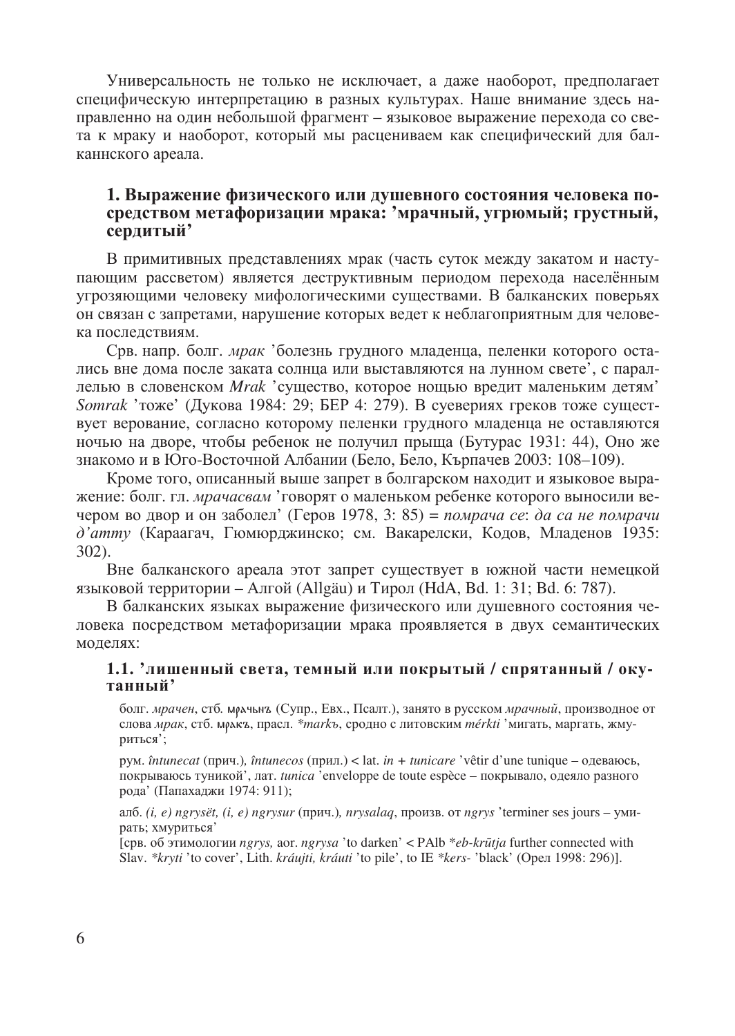Универсальность не только не исключает, а даже наоборот, предполагает специфическую интерпретацию в разных культурах. Наше внимание здесь направленно на один небольшой фрагмент – языковое выражение перехода со света к мраку и наоборот, который мы расцениваем как специфический для балканнского ареала.

## 1. Выражение физического или душевного состояния человека посредством метафоризации мрака: 'мрачный, угрюмый; грустный, сердитый'

В примитивных представлениях мрак (часть суток между закатом и наступающим рассветом) является деструктивным периодом перехода населённым угрозяющими человеку мифологическими существами. В балканских поверьях он связан с запретами, нарушение которых ведет к неблагоприятным для человека последствиям.

Срв. напр. болг. *мрак* 'болезнь грудного младенца, пеленки которого остались вне дома после заката солнца или выставляются на лунном свете', с параллелью в словенском *Mrak* 'существо, которое ночью вредит маленьким детям' *Somrak* 'тоже' (Дукова 1984: 29; БЕР 4: 279). В суевериях греков тоже существует верование, согласно которому пеленки грудного младенца не оставляются ночью на дворе, чтобы ребенок не получил прыща (Бутурас 1931: 44), Оно же знакомо и в Юго-Восточной Албании (Бело, Бело, Кърпачев 2003: 108–109).

Кроме того, описанный выше запрет в болгарском находит и языковое выражение: болг. гл. *мрачасвам* 'говорят о маленьком ребенке которого выносили вечером во двор и он заболел' (Геров 1978, 3: 85) = *помрача се*: *да са не помрачи д'атту* (Караагач, Гюмюрджинско; см. Вакарелски, Кодов, Младенов 1935: 302).

Вне балканского ареала этот запрет существует в южной части немецкой языковой территории – Алгой (Allgäu) и Тирол (HdA, Bd. 1: 31; Bd. 6: 787).

В балканских языках выражение физического или душевного состояния человека посредством метафоризации мрака проявляется в двух семантических моделях:

### 1.1. 'лишенный света, темный или покрытый / спрятанный / окутанный'

болг. *мрачен*, стб. мрачьнъ (Супр., Евх., Псалт.), занято в русском *мрачный*, производное от слова *мрак*, стб. мракъ, прасл. *\*markъ*, сродно с литовским *mérkti* 'мигать, маргать, жмуриться';

рум. *întunecat* (прич.), *întunecos* (прил.) < lat. *in* + *tunicare* 'vêtir d'une tunique – одеваюсь, покрываюсь туникой', лат. *tunica* 'enveloppe de toute espèce – покрывало, одеяло разного рода' (Папахаджи 1974: 911);

алб. *(i, e) ngrysët, (i, e) ngrysur* (прич.), *nrysalaq*, произв. от *ngrys* 'terminer ses jours – умирать; хмуриться'
[срв. об этимологии *ngrys,* aor. *ngrysa* 'to darken' < PAlb *\*eb-krūtja* further connected with Slav. *\*kryti* 'to cover', Lith. *kráujti, kráuti* 'to pile', to IE *\*kers-* 'black' (Орел 1998: 296)].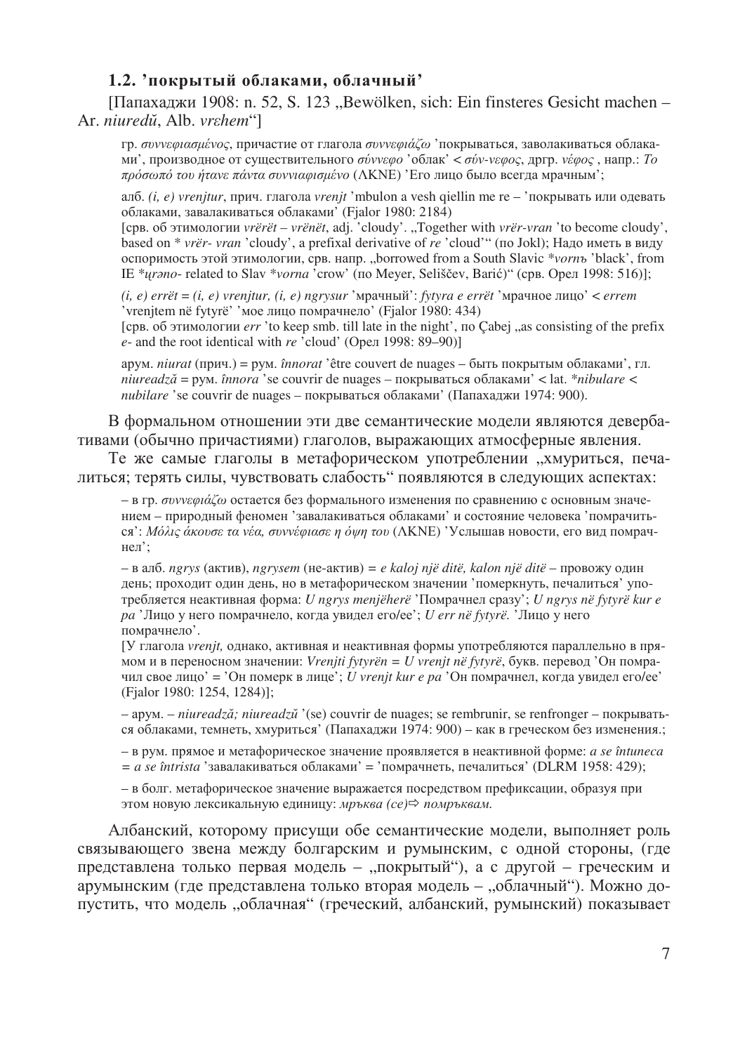### 1.2. 'покрытый облаками, облачный'

[Папахаджи 1908: n. 52, S. 123 „Bewölken, sich: Ein finsteres Gesicht machen – Ar. *niuredŭ*, Alb. *vrεhem*"]

гр. *συννεφιασμένος*, причастие от глагола *συννεφιάζω* 'покрываться, заволакиваться облаками', производное от существительного *σύννεφο* 'облак' < *σύν-νεφος*, дргр. *νέφος* , напр.: *Το πρόσωπό του ήτανε πάντα συννιαφισμένο* (ΛΚΝΕ) 'Его лицо было всегда мрачным';

алб. *(i, e) vrenjtur*, прич. глагола *vrenjt* 'mbulon a vesh qiellin me re – 'покрывать или одевать облаками, завалакиваться облаками' (Fjalor 1980: 2184)
[срв. об этимологии *vrërët* – *vrënët*, adj. 'cloudy'. „Together with *vrër-vran* 'to become cloudy', based on * *vrër- vran* 'cloudy', a prefixal derivative of *re* 'cloud'" (по Jokl); Надо иметь в виду оспоримость этой этимологии, срв. напр. „borrowed from a South Slavic **vornъ* 'black', from IE **u̯rəno-* related to Slav **vorna* 'crow' (по Meyer, Seliščev, Barić)" (срв. Орел 1998: 516)];

*(i, e) errët = (i, e) vrenjtur, (i, e) ngrysur* 'мрачный': *fytyra e errët* 'мрачное лицо' < *errem* 'vrenjtem në fytyrë' 'мое лицо помрачнело' (Fjalor 1980: 434)
[срв. об этимологии *err* 'to keep smb. till late in the night', по Çabej „as consisting of the prefix *e-* and the root identical with *re* 'cloud' (Орел 1998: 89–90)]

арум. *niurat* (прич.) = рум. *înnorat* 'être couvert de nuages – быть покрытым облаками', гл. *niureadzǎ* = рум. *înnora* 'se couvrir de nuages – покрываться облаками' < lat. **nibulare* < *nubilare* 'se couvrir de nuages – покрываться облаками' (Папахаджи 1974: 900).

В формальном отношении эти две семантические модели являются девербативами (обычно причастиями) глаголов, выражающих атмосферные явления.

Те же самые глаголы в метафорическом употреблении „хмуриться, печалиться; терять силы, чувствовать слабость" появляются в следующих аспектах:

– в гр. *συννεφιάζω* остается без формального изменения по сравнению с основным значением – природный феномен 'завалакиваться облаками' и состояние человека 'помрачиться': *Μόλις άκουσε τα νέα, συννέφιασε η όψη του* (ΛΚΝΕ) 'Услышав новости, его вид помрачнел';

– в алб. *ngrys* (актив), *ngrysem* (не-актив) = *e kaloj një ditë, kalon një ditë* – провожу один день; проходит один день, но в метафорическом значении 'померкнуть, печалиться' употребляется неактивная форма: *U ngrys menjëherë* 'Помрачнел сразу'; *U ngrys në fytyrë kur e pa* 'Лицо у него помрачнело, когда увидел его/ее'; *U err në fytyrë.* 'Лицо у него помрачнело'.
[У глагола *vrenjt,* однако, активная и неактивная формы употребляются параллельно в прямом и в переносном значении: *Vrenjti fytyrën = U vrenjt në fytyrë*, букв. перевод 'Он помрачил свое лицо' = 'Он померк в лице'; *U vrenjt kur e pa* 'Он помрачнел, когда увидел его/ее' (Fjalor 1980: 1254, 1284)];

– арум. – *niureadzǎ; niureadzŭ* '(se) couvrir de nuages; se rembrunir, se renfronger – покрываться облаками, темнеть, хмуриться' (Папахаджи 1974: 900) – как в греческом без изменения.;

– в рум. прямое и метафорическое значение проявляется в неактивной форме: *a se întuneca = a se întrista* 'завалакиваться облаками' = 'помрачнеть, печалиться' (DLRM 1958: 429);

– в болг. метафорическое значение выражается посредством префиксации, образуя при этом новую лексикальную единицу: *мръква (се)*⇨ *помръквам.*

Албанский, которому присущи обе семантические модели, выполняет роль связывающего звена между болгарским и румынским, с одной стороны, (где представлена только первая модель – „покрытый"), а с другой – греческим и арумынским (где представлена только вторая модель – „облачный"). Можно допустить, что модель „облачная" (греческий, албанский, румынский) показывает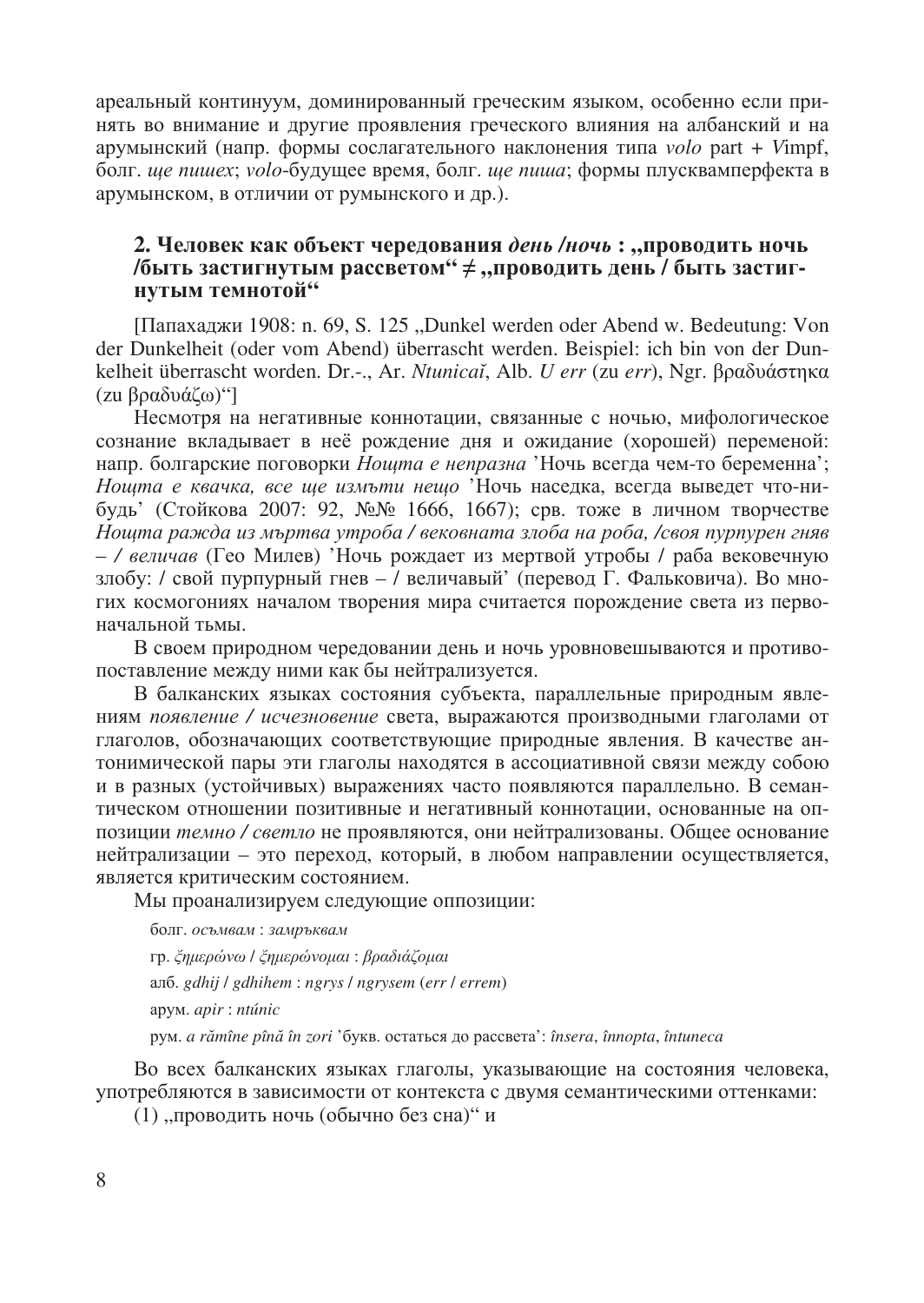ареальный континуум, доминированный греческим языком, особенно если принять во внимание и другие проявления греческого влияния на албанский и на арумынский (напр. формы сослагательного наклонения типа *volo* part + *V*impf, болг. *ще пишех*; *volo*-будущее время, болг. *ще пиша*; формы плюсквамперфекта в арумынском, в отличии от румынского и др.).

## 2. Человек как объект чередования *день /ночь* : „проводить ночь /быть застигнутым рассветом" ≠ „проводить день / быть застигнутым темнотой"

[Папахаджи 1908: n. 69, S. 125 „Dunkel werden oder Abend w. Bedeutung: Von der Dunkelheit (oder vom Abend) überrascht werden. Beispiel: ich bin von der Dunkelheit überrascht worden. Dr.-., Ar. *Ntunicaĭ*, Alb. *U err* (zu *err*), Ngr. βραδυάστηκα (zu βραδυάζω)"]

Несмотря на негативные коннотации, связанные с ночью, мифологическое сознание вкладывает в неё рождение дня и ожидание (хорошей) переменой: напр. болгарские поговорки *Нощта е непразна* 'Ночь всегда чем-то беременна'; *Нощта е квачка, все ще измъти нещо* 'Ночь наседка, всегда выведет что-нибудь' (Стойкова 2007: 92, №№ 1666, 1667); срв. тоже в личном творчестве *Нощта ражда из мъртва утроба / вековната злоба на роба, /своя пурпурен гняв – / величав* (Гео Милев) 'Ночь рождает из мертвой утробы / раба вековечную злобу: / свой пурпурный гнев – / величавый' (перевод Г. Фальковича). Во многих космогониях началом творения мира считается порождение света из первоначальной тьмы.

В своем природном чередовании день и ночь уровновешываются и противопоставление между ними как бы нейтрализуется.

В балканских языках состояния субъекта, параллельные природным явлениям *появление / исчезновение* света, выражаются производными глаголами от глаголов, обозначающих соответствующие природные явления. В качестве антонимической пары эти глаголы находятся в ассоциативной связи между собою и в разных (устойчивых) выражениях часто появляются параллельно. В семантическом отношении позитивные и негативный коннотации, основанные на оппозиции *темно / светло* не проявляются, они нейтрализованы. Общее основание нейтрализации – это переход, который, в любом направлении осуществляется, является критическим состоянием.

Мы проанализируем следующие оппозиции:

болг. *осъмвам* : *замръквам*

гр. *ξημερώνω* / *ξημερώνομαι* : *βραδιάζομαι*

алб. *gdhij* / *gdhihem* : *ngrys* / *ngrysem* (*err* / *errem*)

арум. *apir* : *ntúnic*

рум. *a rămîne pînă în zori* 'букв. остаться до рассвета': *înserа*, *înnopta*, *întuneca*

Во всех балканских языках глаголы, указывающие на состояния человека, употребляются в зависимости от контекста с двумя семантическими оттенками:

(1) „проводить ночь (обычно без сна)" и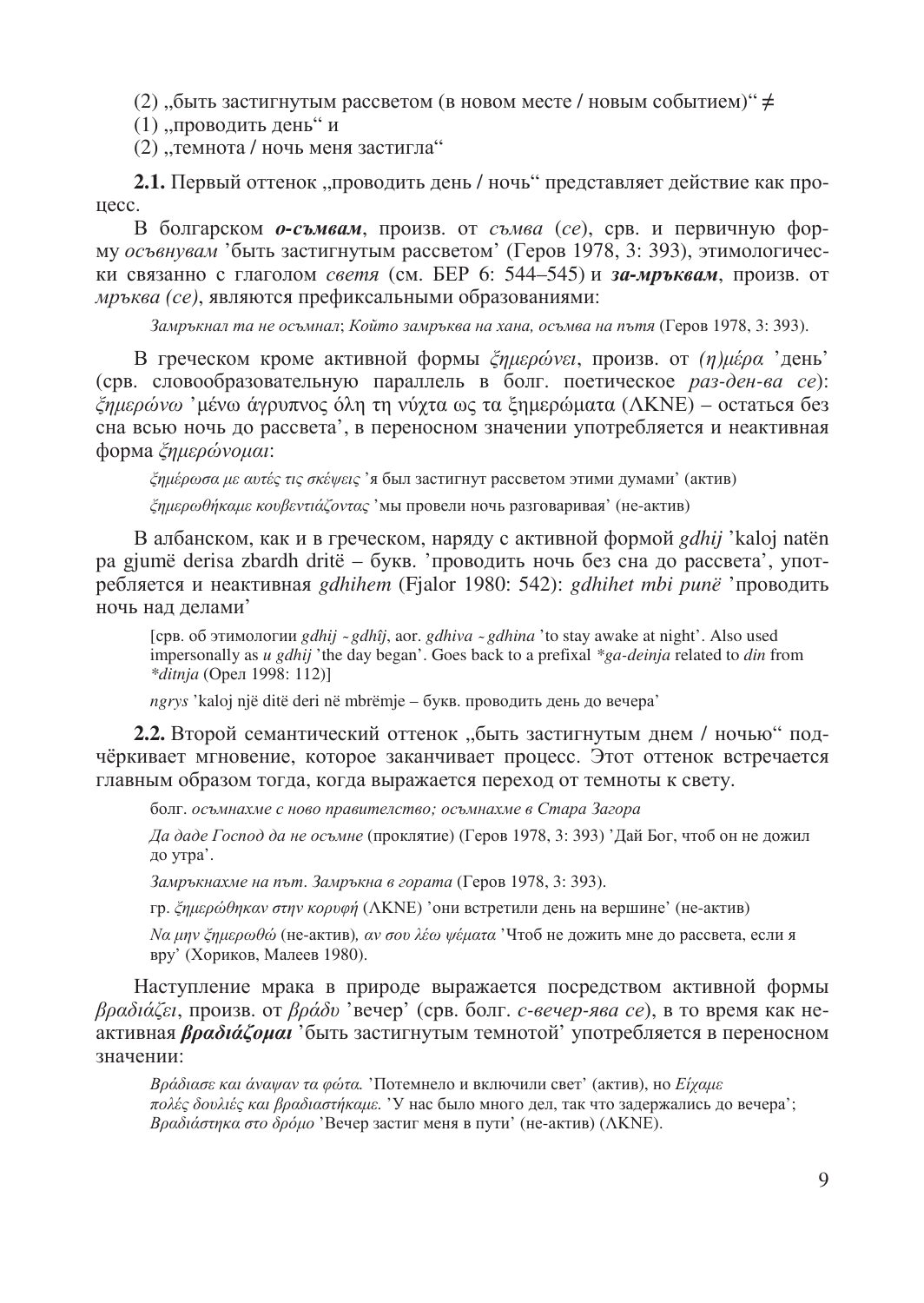(2) „быть застигнутым рассветом (в новом месте / новым событием)“ ≠

(1) „проводить день“ и

(2) „темнота / ночь меня застигла“

**2.1.** Первый оттенок „проводить день / ночь“ представляет действие как процесс.

В болгарском ***о-съмвам***, произв. от *съмва* (*се*), срв. и первичную форму *осъвнувам* 'быть застигнутым рассветом' (Геров 1978, 3: 393), этимологически связанно с глаголом *светя* (см. БЕР 6: 544–545) и ***за-мръквам***, произв. от *мръква (се)*, являются префиксальными образованиями:

> *Замръкнал та не осъмнал*; *Който замръква на хана, осъмва на пътя* (Геров 1978, 3: 393).

В греческом кроме активной формы *ξημερώνει*, произв. от *(η)μέρα* 'день' (срв. словообразовательную параллель в болг. поэтическое *раз-ден-ва се*): *ξημερώνω* 'μένω άγρυπνος όλη τη νύχτα ως τα ξημερώματα (ΛΚΝΕ) – остаться без сна всью ночь до рассвета', в переносном значении употребляется и неактивная форма *ξημερώνομαι*:

> *ξημέρωσα με αυτές τις σκέψεις* 'я был застигнут рассветом этими думами' (актив)
>
> *ξημερωθήκαμε κουβεντιάζοντας* 'мы провели ночь разговаривая' (не-актив)

В албанском, как и в греческом, наряду с активной формой *gdhij* 'kaloj natën pa gjumë derisa zbardh dritë – букв. 'проводить ночь без сна до рассвета', употребляется и неактивная *gdhihem* (Fjalor 1980: 542): *gdhihet mbi punë* 'проводить ночь над делами'

> [срв. об этимологии *gdhij* ~ *gdhîj*, aor. *gdhiva* ~ *gdhina* 'to stay awake at night'. Also used impersonally as *u gdhij* 'the day began'. Goes back to a prefixal **ga-deinja* related to *din* from **ditnja* (Орел 1998: 112)]
>
> *ngrys* 'kaloj një ditë deri në mbrëmje – букв. проводить день до вечера'

**2.2.** Второй семантический оттенок „быть застигнутым днем / ночью“ подчёркивает мгновение, которое заканчивает процесс. Этот оттенок встречается главным образом тогда, когда выражается переход от темноты к свету.

> болг. *осъмнахме с ново правителство; осъмнахме в Стара Загора*
>
> *Да даде Господ да не осъмне* (проклятие) (Геров 1978, 3: 393) 'Дай Бог, чтоб он не дожил до утра'.
>
> *Замръкнахме на път. Замръкна в гората* (Геров 1978, 3: 393).
>
> гр. *ξημερώθηκαν στην κορυφή* (ΛΚΝΕ) 'они встретили день на вершине' (не-актив)
>
> *Να μην ξημερωθώ* (не-актив)*, αν σου λέω ψέματα* 'Чтоб не дожить мне до рассвета, если я вру' (Хориков, Малеев 1980).

Наступление мрака в природе выражается посредством активной формы *βραδιάζει*, произв. от *βράδυ* 'вечер' (срв. болг. *с-вечер-ява се*), в то время как неактивная ***βραδιάζομαι*** 'быть застигнутым темнотой' употребляется в переносном значении:

> *Βράδιασε και άναψαν τα φώτα.* 'Потемнело и включили свет' (актив), но *Είχαμε πολές δουλιές και βραδιαστήκαμε.* 'У нас было много дел, так что задержались до вечера'; *Βραδιάστηκα στο δρόμο* 'Вечер застиг меня в пути' (не-актив) (ΛΚΝΕ).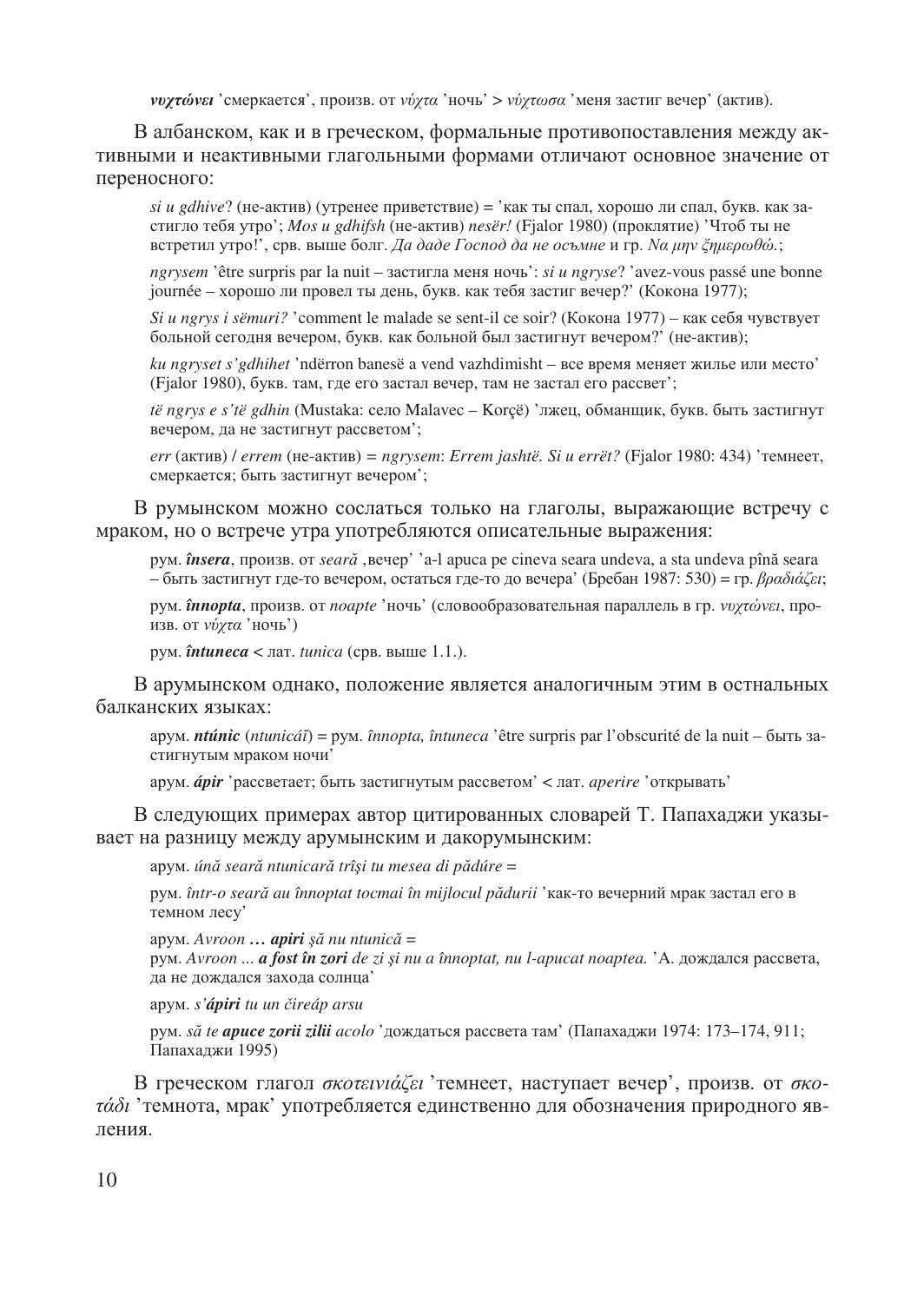***νυχτώνει*** 'смеркается', произв. от *νύχτα* 'ночь' > *νύχτωσα* 'меня застиг вечер' (актив).

В албанском, как и в греческом, формальные противопоставления между активными и неактивными глагольными формами отличают основное значение от переносного:

> *si u gdhive*? (не-актив) (утренее приветствие) = 'как ты спал, хорошо ли спал, букв. как застигло тебя утро'; *Mos u gdhifsh* (не-актив) *nesër!* (Fjalor 1980) (проклятие) 'Чтоб ты не встретил утро!', срв. выше болг. *Да даде Господ да не осъмне* и гр. *Να μην ξημερωθώ.*;
>
> *ngrysem* 'être surpris par la nuit – застигла меня ночь': *si u ngryse*? 'avez-vous passé une bonne journée – хорошо ли провел ты день, букв. как тебя застиг вечер?' (Кокона 1977);
>
> *Si u ngrys i sëmuri?* 'comment le malade se sent-il ce soir? (Кокона 1977) – как себя чувствует больной сегодня вечером, букв. как больной был застигнут вечером?' (не-актив);
>
> *ku ngryset s'gdhihet* 'ndërron banesë a vend vazhdimisht – все время меняет жилье или место' (Fjalor 1980), букв. там, где его застал вечер, там не застал его рассвет';
>
> *të ngrys e s'të gdhin* (Mustaka: село Malavec – Korçë) 'лжец, обманщик, букв. быть застигнут вечером, да не застигнут рассветом';
>
> *err* (актив) / *errem* (не-актив) = *ngrysem*: *Errem jashtë. Si u errët?* (Fjalor 1980: 434) 'темнеет, смеркается; быть застигнут вечером';

В румынском можно сослаться только на глаголы, выражающие встречу с мраком, но о встрече утра употребляются описательные выражения:

> рум. ***însera***, произв. от *seară* ‚вечер' 'a-l apuca pe cineva seara undeva, a sta undeva pînă seara – быть застигнут где-то вечером, остаться где-то до вечера' (Бребан 1987: 530) = гр. *βραδιάζει*;
>
> рум. ***înnopta***, произв. от *noapte* 'ночь' (словообразовательная параллель в гр. *νυχτώνει*, произв. от *νύχτα* 'ночь')
>
> рум. ***întuneca*** < лат. *tunica* (срв. выше 1.1.).

В арумынском однако, положение является аналогичным этим в остнальных балканских языках:

> арум. ***ntúnic*** (*ntunicáĭ*) = рум. *înnopta, întuneca* 'être surpris par l'obscurité de la nuit – быть застигнутым мраком ночи'
>
> арум. ***ápir*** 'рассветает; быть застигнутым рассветом' < лат. *aperire* 'открывать'

В следующих примерах автор цитированных словарей Т. Папахаджи указывает на разницу между арумынским и дакорумынским:

> арум. *únă seară ntunicară trîşi tu mesea di pădúre* =
>
> рум. *într-o seară au înnoptat tocmai în mijlocul pădurii* 'как-то вечерний мрак застал его в темном лесу'
>
> арум. *Avroon …* ***apiri*** *şă nu ntunică* =
> рум. *Avroon ...* ***a fost în zori*** *de zi şi nu a înnoptat, nu l-apucat noaptea.* 'А. дождался рассвета, да не дождался захода солнца'
>
> арум. *s'****ápiri*** *tu un čireáp arsu*
>
> рум. *să te* ***apuce zorii zilii*** *acolo* 'дождаться рассвета там' (Папахаджи 1974: 173–174, 911; Папахаджи 1995)

В греческом глагол *σκοτεινιάζει* 'темнеет, наступает вечер', произв. от *σκοτάδι* 'темнота, мрак' употребляется единственно для обозначения природного явления.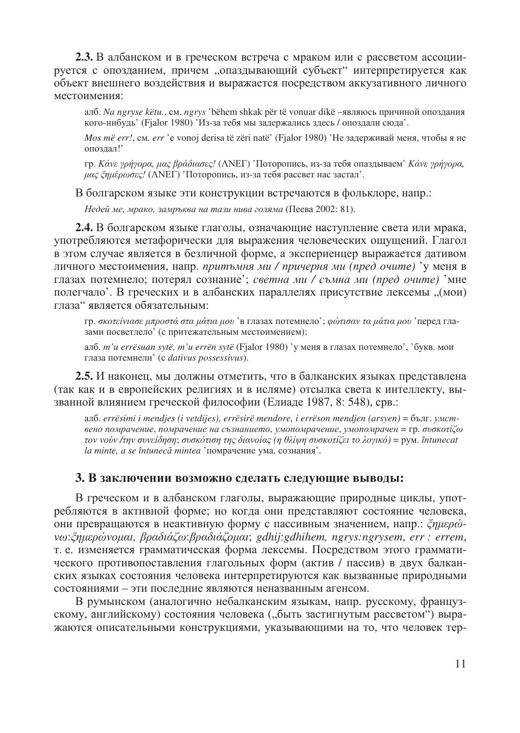**2.3.** В албанском и в греческом встреча с мраком или с рассветом ассоциируется с опозданием, причем „опаздывающий субъект" интерпретируется как объект внешнего воздействия и выражается посредством аккузативного личного местоимения:

алб. *Na ngryse këtu.*, см. *ngrys* 'bëhem shkak për të vonuar dikë –являюсь причиной опоздания кого-нибудь' (Fjalor 1980) 'Из-за тебя мы задержались здесь / опоздали сюда'.

*Mos më err!*, см. *err* 'e vonoj derisa të zëri natë' (Fjalor 1980) 'Не задерживай меня, чтобы я не опоздал!'

гр. *Κάνε γρήγορα, μας βράδιασες!* (ΛΝΕΓ) 'Поторопись, из-за тебя опаздываем' *Κάνε γρήγορα, μας ξημέρωσες!* (ΛΝΕΓ) 'Поторопись, из-за тебя рассвет нас застал'.

В болгарском языке эти конструкции встречаются в фольклоре, напр.:

*Недей ме, мрако, замръква на тази нива голяма* (Пеева 2002: 81).

**2.4.** В болгарском языке глаголы, означающие наступление света или мрака, употребляются метафорически для выражения человеческих ощущений. Глагол в этом случае является в безличной форме, а экспериенцер выражается дативом личного местоимения, напр. *притъмня ми / причерня ми (пред очите)* 'у меня в глазах потемнело; потерял сознание'; *светна ми / съмна ми (пред очите)* 'мне полегчало'. В греческих и в албанских параллелях присутствие лексемы „(мои) глаза" является обязательным:

гр. *σκοτείνιασε μπροστά στα μάτια μου* 'в глазах потемнело'; *φώτισαν τα μάτια μου* 'перед глазами посветлело' (с притяжательным местоимением);

алб. *m'u errësuan sytë, m'u errën sytë* (Fjalor 1980) 'у меня в глазах потемнело', 'букв. мои глаза потемнели' (с *dativus possessivus*).

**2.5.** И наконец, мы должны отметить, что в балканских языках представлена (так как и в европейских религиях и в исляме) отсылка света к интеллекту, вызванной влиянием греческой философии (Елиаде 1987, 8: 548), срв.:

алб. *errësimi i mendjes (i vetdijes), errësirë mendore, i errëson mendjen (arsyen)* = бълг. *умствено помрачение*, *помрачение на съзнанието*, *умопомрачение*, *умопомрачен* = гр. *συσκοτίζω τον νούν /την συνείδηση*; *συσκότιση της διανοίας (η θλίψη συσκοτίζει το λογικό)* = рум. *întunecat la minte, a se întunecă mintea* 'помрачение ума, сознания'.

## 3. В заключении возможно сделать следующие выводы:

В греческом и в албанском глаголы, выражающие природные циклы, употребляются в активной форме; но когда они представляют состояние человека, они превращаются в неактивную форму с пассивным значением, напр.: *ξημερώνω*:*ξημερώνομαι, βραδιάζω*:*βραδιάζομαι*; *gdhij*:*gdhihem, ngrys:ngrysem*, *err : errem*, т. е. изменяется грамматическая форма лексемы. Посредством этого грамматического противопоставления глагольных форм (актив / пассив) в двух балканских языках состояния человека интерпретируются как вызванные природными состояниями – эти последние являются неназванным агенсом.

В румынском (аналогично небалканским языкам, напр. русскому, французскому, английскому) состояния человека („быть застигнутым рассветом") выражаются описательными конструкциями, указывающими на то, что человек тер-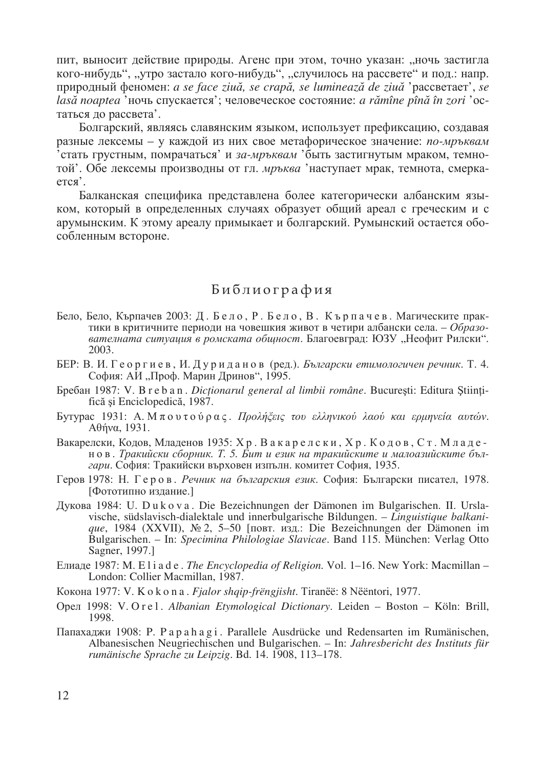пит, выносит действие природы. Агенс при этом, точно указан: „ночь застигла кого-нибудь", „утро застало кого-нибудь", „случилось на рассвете" и под.: напр. природный феномен: *a se face ziuă, se crapă, se luminează de ziuă* 'рассветает', *se lasă noaptea* 'ночь спускается'; человеческое состояние: *a rămîne pînă în zori* 'остаться до рассвета'.

Болгарский, являясь славянским языком, использует префиксацию, создавая разные лексемы – у каждой из них свое метафорическое значение: *по-мръквам* 'стать грустным, помрачаться' и *за-мръквам* 'быть застигнутым мраком, темнотой'. Обе лексемы производны от гл. *мръква* 'наступает мрак, темнота, смеркается'.

Балканская специфика представлена более категорически албанским языком, который в определенных случаях образует общий ареал с греческим и с арумынским. К этому ареалу примыкает и болгарский. Румынский остается обособленным всторoне.

## Библиография

Бело, Бело, Кърпачев 2003: Д. Бело, Р. Бело, В. Кърпачев. Магическите практики в критичните периоди на човешкия живот в четири албански села. – *Образователната ситуация в ромската общност*. Благоевград: ЮЗУ „Неофит Рилски". 2003.

БЕР: В. И. Георгиев, И. Дуриданов (ред.). *Български етимологичен речник*. Т. 4. София: АИ „Проф. Марин Дринов", 1995.

Бребан 1987: V. Breban. *Dicționarul general al limbii române*. București: Editura Științifică și Enciclopedică, 1987.

Бутурас 1931: Α. Μπουτούρας. *Προλήξεις του ελληνικού λαού και ερμηνεία αυτών*. Αθήνα, 1931.

Вакарелски, Кодов, Младенов 1935: Хр. Вакарелски, Хр. Кодов, Ст. Младенов. *Тракийски сборник. Т. 5. Бит и език на тракийските и малоазийските българи*. София: Тракийски върховен изпълн. комитет София, 1935.

Геров 1978: Н. Геров. *Речник на българския език*. София: Български писател, 1978. [Фототипно издание.]

Дукова 1984: U. Dukova. Die Bezeichnungen der Dämonen im Bulgarischen. II. Urslavische, südslavisch-dialektale und innerbulgarische Bildungen. – *Linguistique balkanique*, 1984 (XXVII), № 2, 5–50 [повт. изд.: Die Bezeichnungen der Dämonen im Bulgarischen. – In: *Specimina Philologiae Slavicae*. Band 115. München: Verlag Otto Sagner, 1997.]

Елиаде 1987: M. Eliade. *The Encyclopedia of Religion*. Vol. 1–16. New York: Macmillan – London: Collier Macmillan, 1987.

Кокона 1977: V. Kokona. *Fjalor shqip-frëngjisht*. Tiranëë: 8 Nëëntori, 1977.

Орел 1998: V. Orel. *Albanian Etymological Dictionary*. Leiden – Boston – Köln: Brill, 1998.

Папахаджи 1908: P. Papahagi. Parallele Ausdrücke und Redensarten im Rumänischen, Albanesischen Neugriechischen und Bulgarischen. – In: *Jahresbericht des Instituts für rumänische Sprache zu Leipzig*. Bd. 14. 1908, 113–178.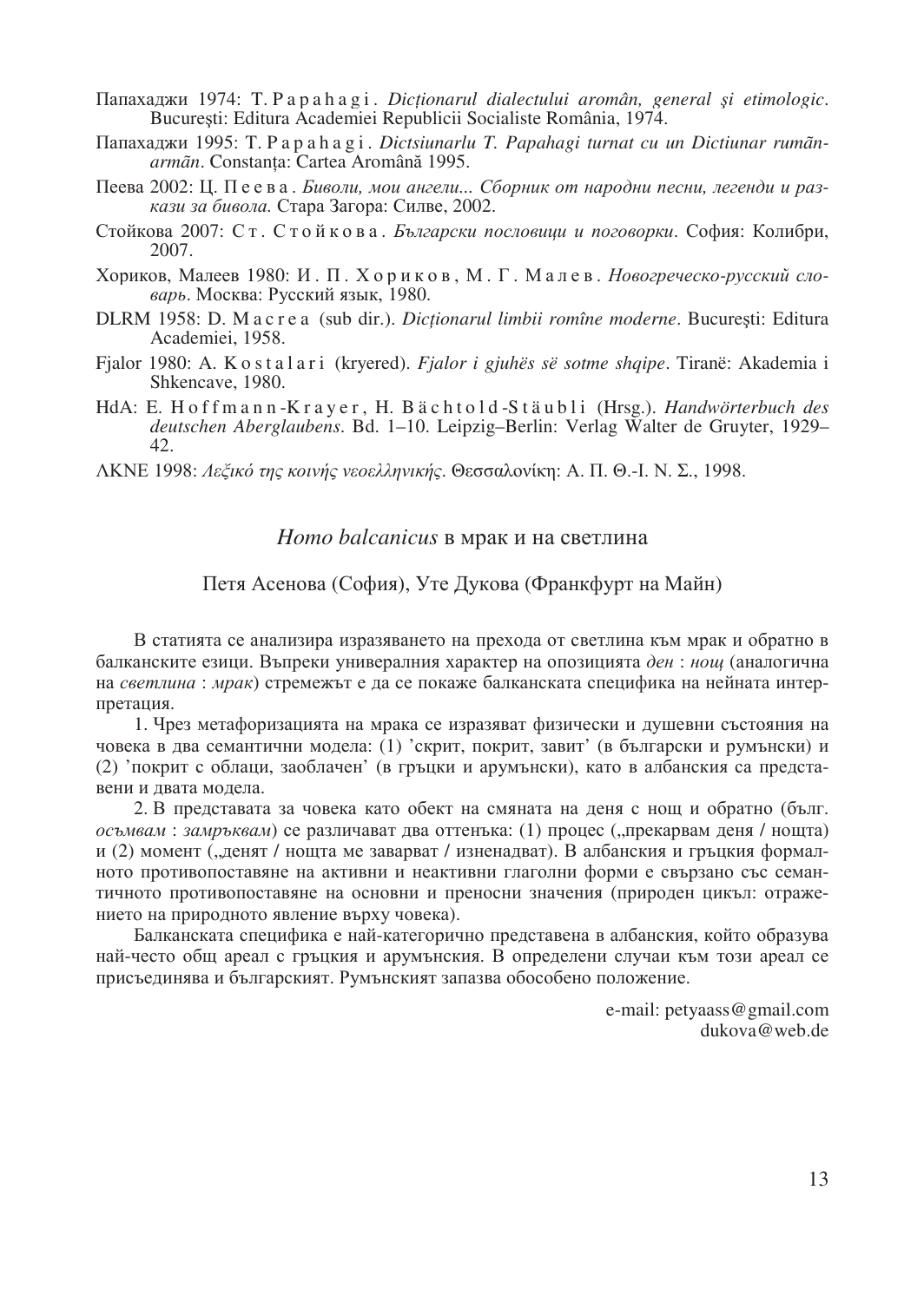Папахаджи 1974: Т. Papahagi. *Dicționarul dialectului aromân, general și etimologic*. București: Editura Academiei Republicii Socialiste România, 1974.

Папахаджи 1995: Т. Papahagi. *Dictsiunarlu T. Papahagi turnat cu un Dictiunar rumãn-armãn*. Constanța: Cartea Aromână 1995.

Пеева 2002: Ц. Пеева. *Биволи, мои ангели... Сборник от народни песни, легенди и разкази за бивола*. Стара Загора: Силве, 2002.

Стойкова 2007: Ст. Стойкова. *Български пословици и поговорки*. София: Колибри, 2007.

Хориков, Малеев 1980: И. П. Хориков, М. Г. Малев. *Новогреческо-русский словарь*. Москва: Русский язык, 1980.

DLRM 1958: D. Macrea (sub dir.). *Dicționarul limbii romîne moderne*. București: Editura Academiei, 1958.

Fjalor 1980: A. Kostalari (kryered). *Fjalor i gjuhës së sotme shqipe*. Tiranë: Akademia i Shkencave, 1980.

HdA: E. Hoffmann-Krayer, H. Bächtold-Stäubli (Hrsg.). *Handwörterbuch des deutschen Aberglaubens*. Bd. 1–10. Leipzig–Berlin: Verlag Walter de Gruyter, 1929–42.

ΛΚΝΕ 1998: *Λεξικό της κοινής νεοελληνικής*. Θεσσαλονίκη: Α. Π. Θ.-Ι. Ν. Σ., 1998.

## *Homo balcanicus* в мрак и на светлина

Петя Асенова (София), Уте Дукова (Франкфурт на Майн)

В статията се анализира изразяването на прехода от светлина към мрак и обратно в балканските езици. Въпреки универсалния характер на опозицията *ден* : *нощ* (аналогична на *светлина* : *мрак*) стремежът е да се покаже балканската специфика на нейната интерпретация.

1. Чрез метафоризацията на мрака се изразяват физически и душевни състояния на човека в два семантични модела: (1) 'скрит, покрит, завит' (в български и румънски) и (2) 'покрит с облаци, заоблачен' (в гръцки и арумънски), като в албанския са представени и двата модела.

2. В представата за човека като обект на смяната на деня с нощ и обратно (бълг. *осъмвам* : *замръквам*) се различават два оттенъка: (1) процес („прекарвам деня / нощта) и (2) момент („денят / нощта ме заварват / изненадват). В албанския и гръцкия формалното противопоставяне на активни и неактивни глаголни форми е свързано със семантичното противопоставяне на основни и преносни значения (природен цикъл: отражението на природното явление върху човека).

Балканската специфика е най-категорично представена в албанския, който образува най-често общ ареал с гръцкия и арумънския. В определени случаи към този ареал се присъединява и българският. Румънският запазва обособено положение.

e-mail: petyaass@gmail.com
dukova@web.de